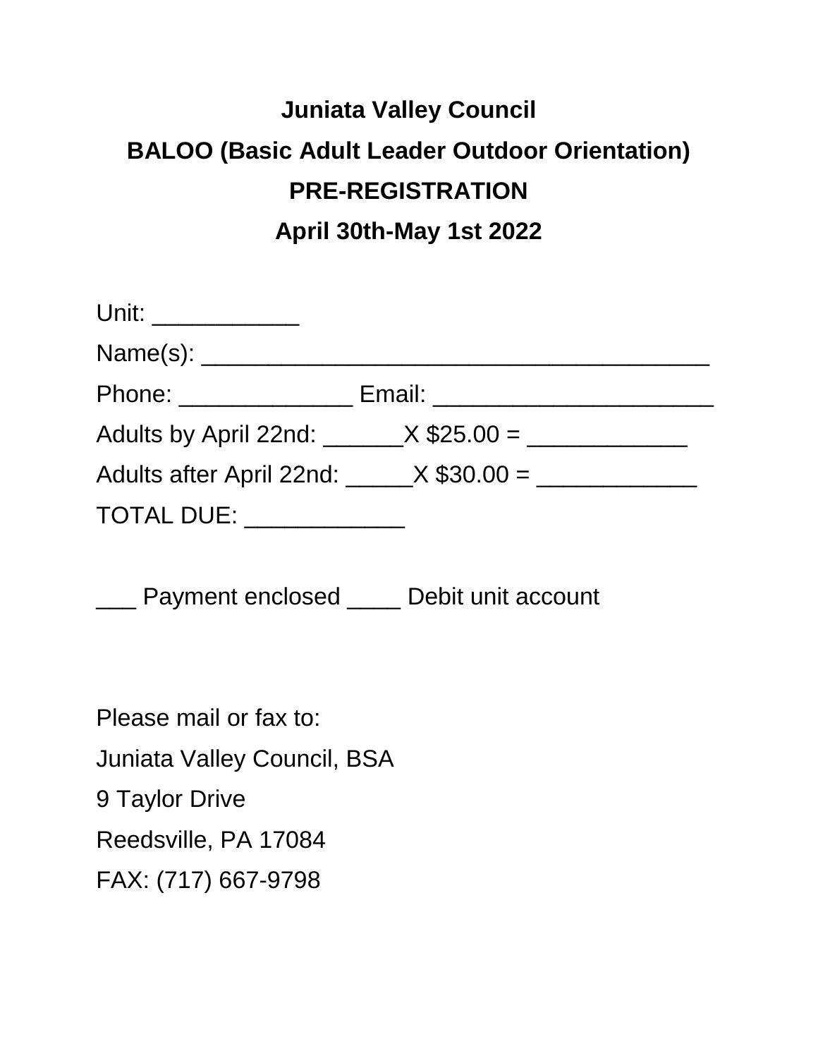# Juniata Valley Council

## BALOO (Basic Adult Leader Outdoor Orientation)

## PRE-REGISTRATION

## April 30th-May 1st 2022

Unit: ___________

Name(s): ______________________________________

Phone: _____________ Email: _____________________

Adults by April 22nd: ______X $25.00 = ____________

Adults after April 22nd: _____X $30.00 = ____________

TOTAL DUE: ____________

___ Payment enclosed ____ Debit unit account

Please mail or fax to:

Juniata Valley Council, BSA

9 Taylor Drive

Reedsville, PA 17084

FAX: (717) 667-9798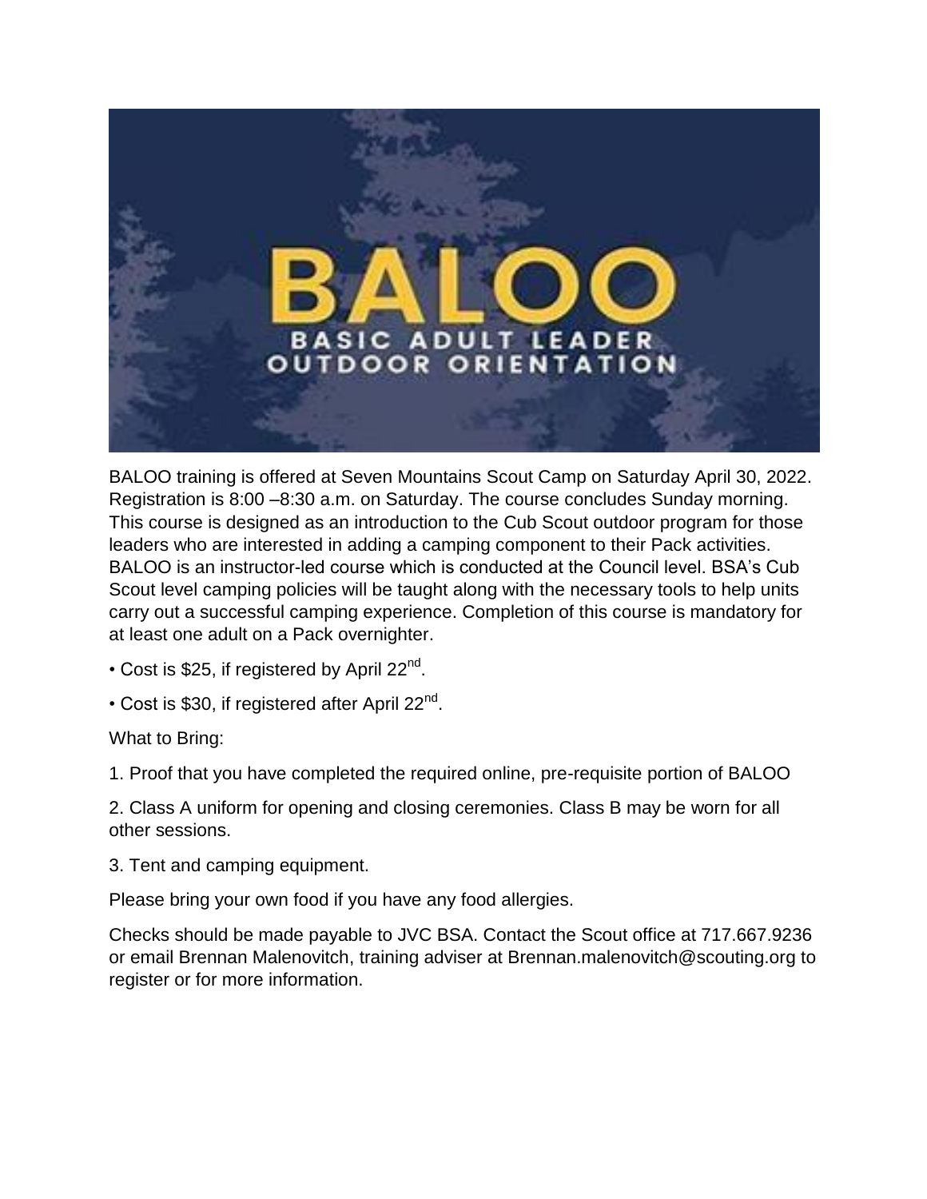# BALOO

## BASIC ADULT LEADER OUTDOOR ORIENTATION

BALOO training is offered at Seven Mountains Scout Camp on Saturday April 30, 2022. Registration is 8:00 –8:30 a.m. on Saturday. The course concludes Sunday morning. This course is designed as an introduction to the Cub Scout outdoor program for those leaders who are interested in adding a camping component to their Pack activities. BALOO is an instructor-led course which is conducted at the Council level. BSA's Cub Scout level camping policies will be taught along with the necessary tools to help units carry out a successful camping experience. Completion of this course is mandatory for at least one adult on a Pack overnighter.

- Cost is $25, if registered by April 22nd.
- Cost is $30, if registered after April 22nd.

What to Bring:

1. Proof that you have completed the required online, pre-requisite portion of BALOO
2. Class A uniform for opening and closing ceremonies. Class B may be worn for all other sessions.
3. Tent and camping equipment.

Please bring your own food if you have any food allergies.

Checks should be made payable to JVC BSA. Contact the Scout office at 717.667.9236 or email Brennan Malenovitch, training adviser at Brennan.malenovitch@scouting.org to register or for more information.